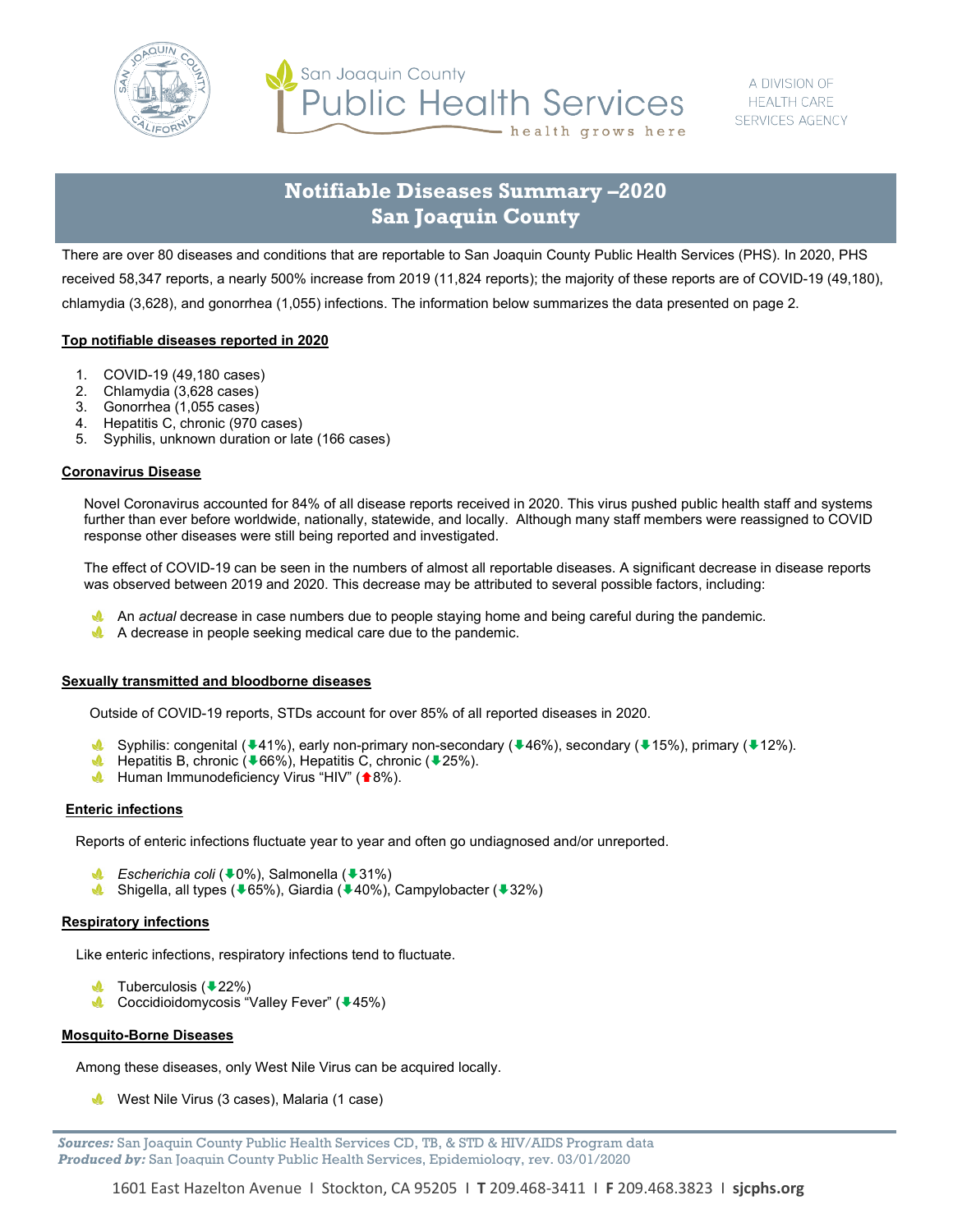San Joaquin County

Public Health Services

health grows here

A DIVISION OF HEALTH CARE SERVICES AGENCY

# Notifiable Diseases Summary –2020
# San Joaquin County

There are over 80 diseases and conditions that are reportable to San Joaquin County Public Health Services (PHS). In 2020, PHS received 58,347 reports, a nearly 500% increase from 2019 (11,824 reports); the majority of these reports are of COVID-19 (49,180), chlamydia (3,628), and gonorrhea (1,055) infections. The information below summarizes the data presented on page 2.

## Top notifiable diseases reported in 2020

1. COVID-19 (49,180 cases)
2. Chlamydia (3,628 cases)
3. Gonorrhea (1,055 cases)
4. Hepatitis C, chronic (970 cases)
5. Syphilis, unknown duration or late (166 cases)

## Coronavirus Disease

Novel Coronavirus accounted for 84% of all disease reports received in 2020. This virus pushed public health staff and systems further than ever before worldwide, nationally, statewide, and locally. Although many staff members were reassigned to COVID response other diseases were still being reported and investigated.

The effect of COVID-19 can be seen in the numbers of almost all reportable diseases. A significant decrease in disease reports was observed between 2019 and 2020. This decrease may be attributed to several possible factors, including:

- An *actual* decrease in case numbers due to people staying home and being careful during the pandemic.
- A decrease in people seeking medical care due to the pandemic.

## Sexually transmitted and bloodborne diseases

Outside of COVID-19 reports, STDs account for over 85% of all reported diseases in 2020.

- Syphilis: congenital (⬇41%), early non-primary non-secondary (⬇46%), secondary (⬇15%), primary (⬇12%).
- Hepatitis B, chronic (⬇66%), Hepatitis C, chronic (⬇25%).
- Human Immunodeficiency Virus "HIV" (⬆8%).

## Enteric infections

Reports of enteric infections fluctuate year to year and often go undiagnosed and/or unreported.

- *Escherichia coli* (⬇0%), Salmonella (⬇31%)
- Shigella, all types (⬇65%), Giardia (⬇40%), Campylobacter (⬇32%)

## Respiratory infections

Like enteric infections, respiratory infections tend to fluctuate.

- Tuberculosis (⬇22%)
- Coccidioidomycosis "Valley Fever" (⬇45%)

## Mosquito-Borne Diseases

Among these diseases, only West Nile Virus can be acquired locally.

- West Nile Virus (3 cases), Malaria (1 case)

***Sources:*** San Joaquin County Public Health Services CD, TB, & STD & HIV/AIDS Program data
***Produced by:*** San Joaquin County Public Health Services, Epidemiology, rev. 03/01/2020

1601 East Hazelton Avenue I Stockton, CA 95205 I **T** 209.468-3411 I **F** 209.468.3823 I **sjcphs.org**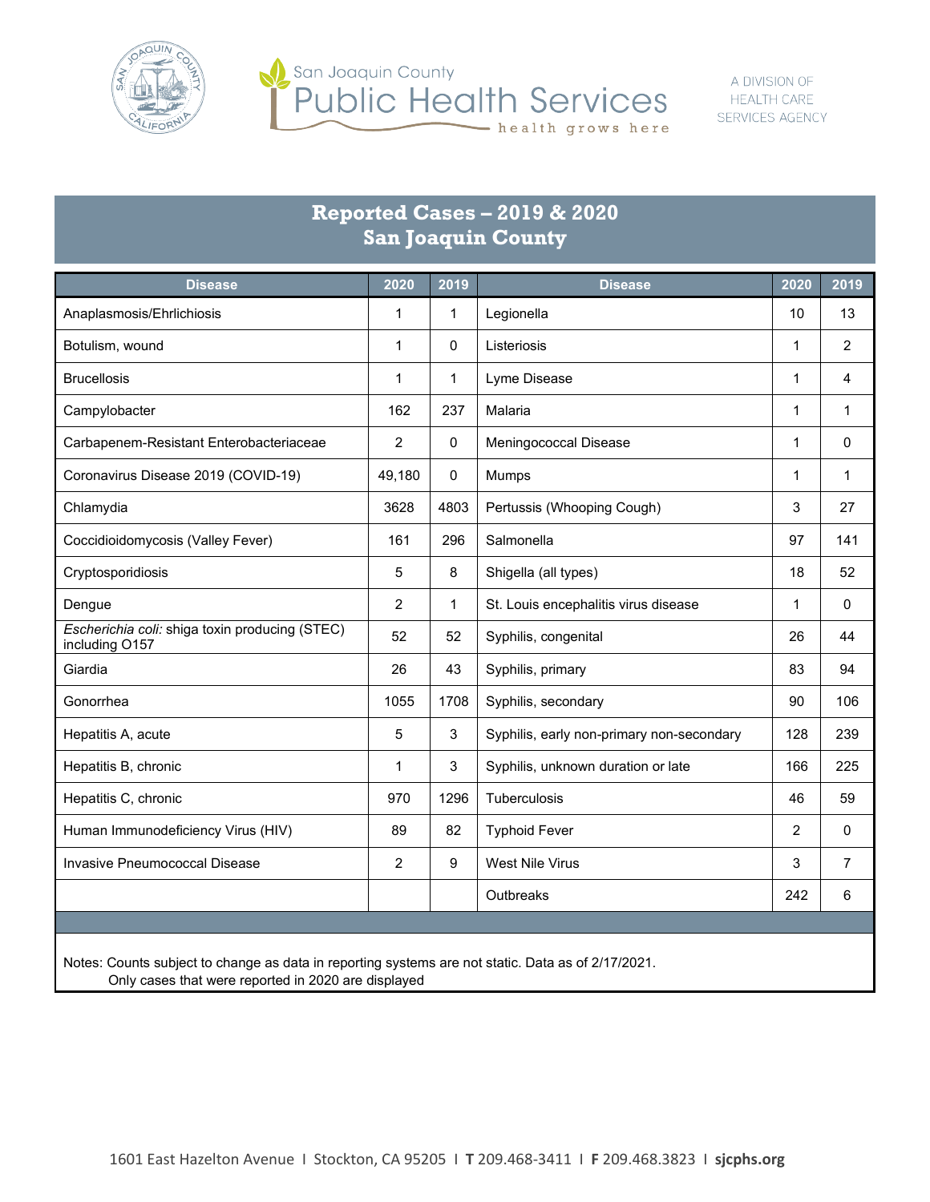San Joaquin County Public Health Services

health grows here

A DIVISION OF HEALTH CARE SERVICES AGENCY

## Reported Cases – 2019 & 2020
## San Joaquin County

| Disease | 2020 | 2019 | Disease | 2020 | 2019 |
|---|---|---|---|---|---|
| Anaplasmosis/Ehrlichiosis | 1 | 1 | Legionella | 10 | 13 |
| Botulism, wound | 1 | 0 | Listeriosis | 1 | 2 |
| Brucellosis | 1 | 1 | Lyme Disease | 1 | 4 |
| Campylobacter | 162 | 237 | Malaria | 1 | 1 |
| Carbapenem-Resistant Enterobacteriaceae | 2 | 0 | Meningococcal Disease | 1 | 0 |
| Coronavirus Disease 2019 (COVID-19) | 49,180 | 0 | Mumps | 1 | 1 |
| Chlamydia | 3628 | 4803 | Pertussis (Whooping Cough) | 3 | 27 |
| Coccidioidomycosis (Valley Fever) | 161 | 296 | Salmonella | 97 | 141 |
| Cryptosporidiosis | 5 | 8 | Shigella (all types) | 18 | 52 |
| Dengue | 2 | 1 | St. Louis encephalitis virus disease | 1 | 0 |
| *Escherichia coli:* shiga toxin producing (STEC) including O157 | 52 | 52 | Syphilis, congenital | 26 | 44 |
| Giardia | 26 | 43 | Syphilis, primary | 83 | 94 |
| Gonorrhea | 1055 | 1708 | Syphilis, secondary | 90 | 106 |
| Hepatitis A, acute | 5 | 3 | Syphilis, early non-primary non-secondary | 128 | 239 |
| Hepatitis B, chronic | 1 | 3 | Syphilis, unknown duration or late | 166 | 225 |
| Hepatitis C, chronic | 970 | 1296 | Tuberculosis | 46 | 59 |
| Human Immunodeficiency Virus (HIV) | 89 | 82 | Typhoid Fever | 2 | 0 |
| Invasive Pneumococcal Disease | 2 | 9 | West Nile Virus | 3 | 7 |
| | | | Outbreaks | 242 | 6 |

Notes: Counts subject to change as data in reporting systems are not static. Data as of 2/17/2021.
Only cases that were reported in 2020 are displayed

1601 East Hazelton Avenue I Stockton, CA 95205 I **T** 209.468-3411 I **F** 209.468.3823 I **sjcphs.org**